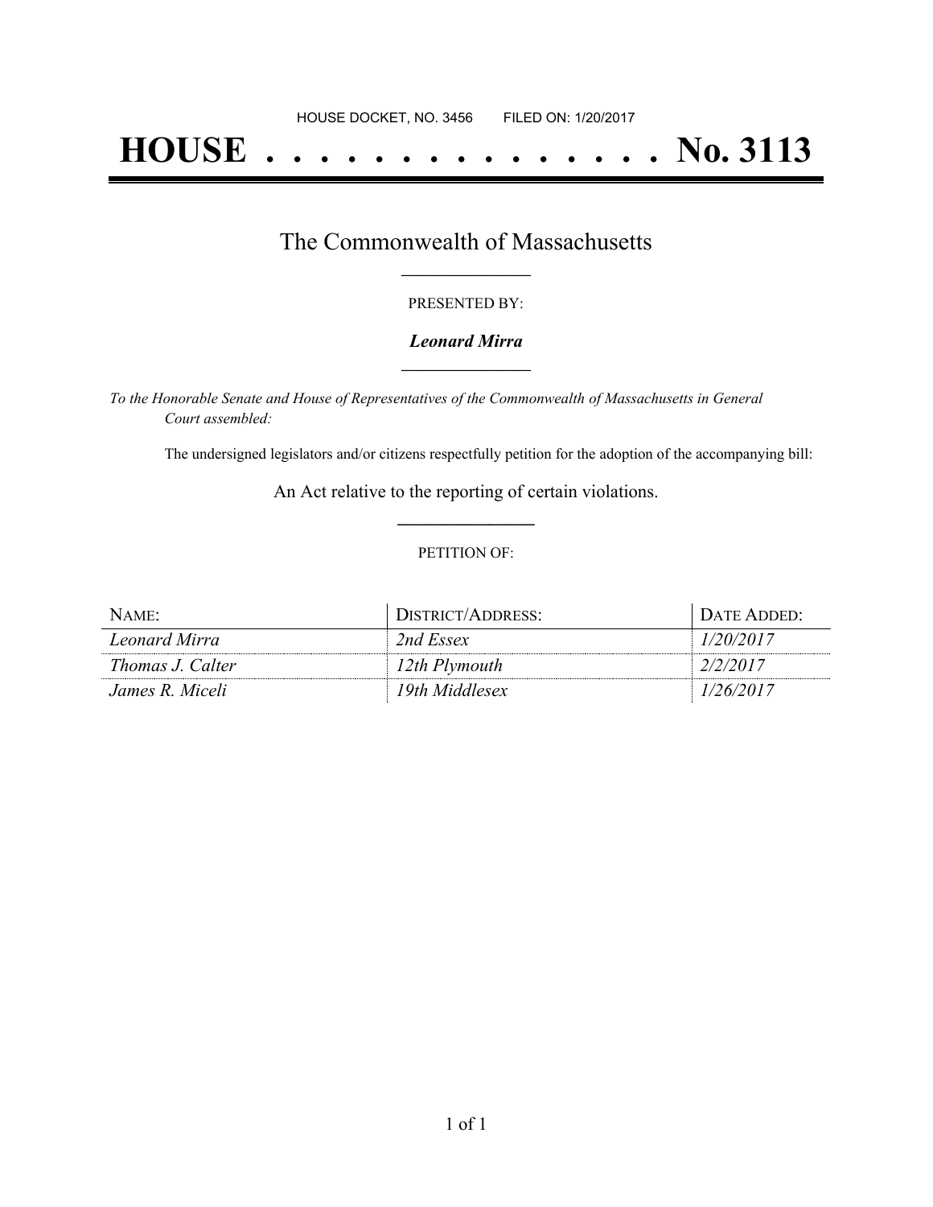HOUSE DOCKET, NO. 3456 FILED ON: 1/20/2017

# HOUSE . . . . . . . . . . . . . . . No. 3113

## The Commonwealth of Massachusetts

PRESENTED BY:

***Leonard Mirra***

*To the Honorable Senate and House of Representatives of the Commonwealth of Massachusetts in General Court assembled:*

The undersigned legislators and/or citizens respectfully petition for the adoption of the accompanying bill:

An Act relative to the reporting of certain violations.

PETITION OF:

| NAME: | DISTRICT/ADDRESS: | DATE ADDED: |
| --- | --- | --- |
| *Leonard Mirra* | *2nd Essex* | *1/20/2017* |
| *Thomas J. Calter* | *12th Plymouth* | *2/2/2017* |
| *James R. Miceli* | *19th Middlesex* | *1/26/2017* |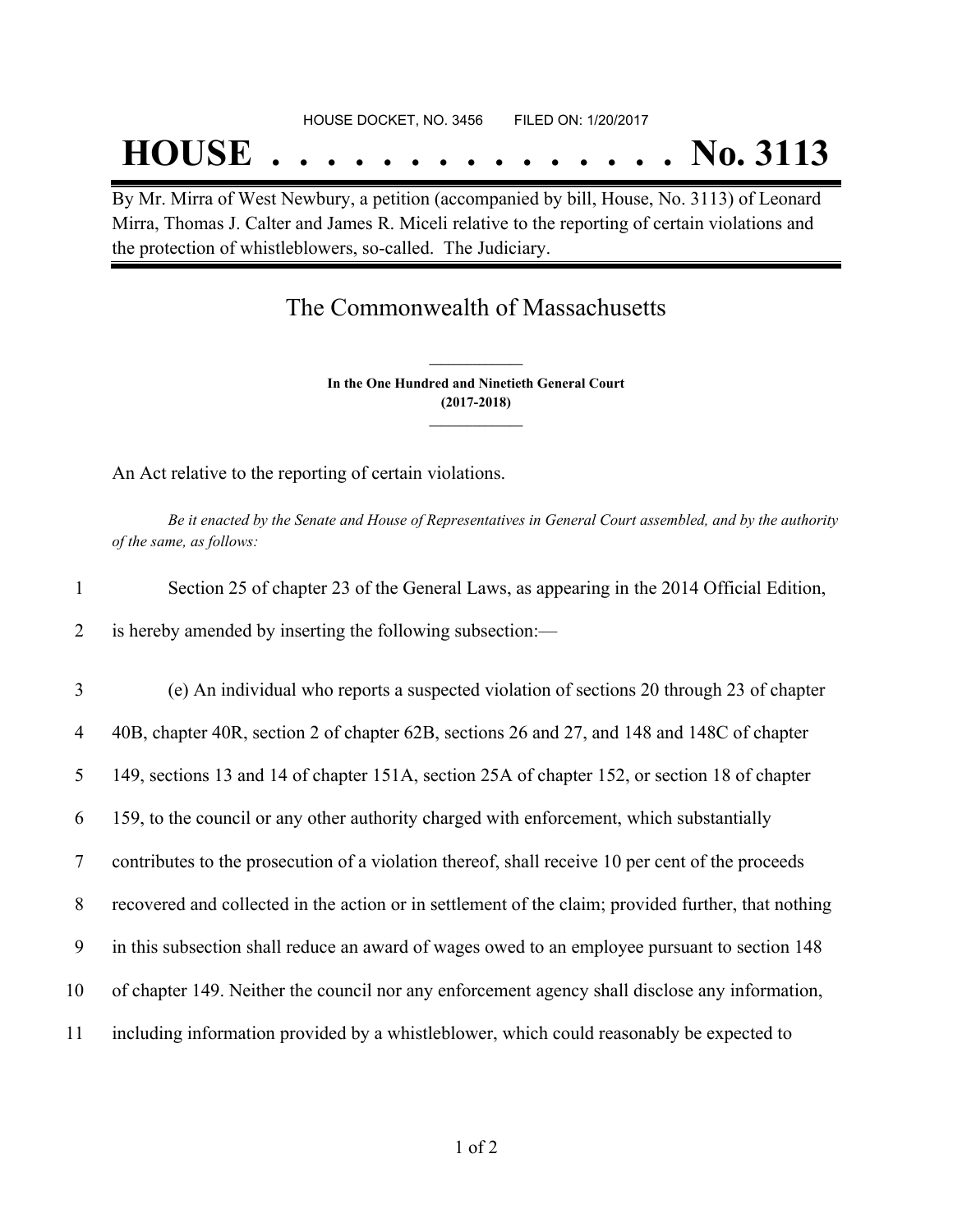HOUSE DOCKET, NO. 3456        FILED ON: 1/20/2017

# HOUSE . . . . . . . . . . . . . . . No. 3113

By Mr. Mirra of West Newbury, a petition (accompanied by bill, House, No. 3113) of Leonard Mirra, Thomas J. Calter and James R. Miceli relative to the reporting of certain violations and the protection of whistleblowers, so-called. The Judiciary.

## The Commonwealth of Massachusetts

**In the One Hundred and Ninetieth General Court**
**(2017-2018)**

An Act relative to the reporting of certain violations.

*Be it enacted by the Senate and House of Representatives in General Court assembled, and by the authority of the same, as follows:*

1 Section 25 of chapter 23 of the General Laws, as appearing in the 2014 Official Edition,
2 is hereby amended by inserting the following subsection:—

3 (e) An individual who reports a suspected violation of sections 20 through 23 of chapter
4 40B, chapter 40R, section 2 of chapter 62B, sections 26 and 27, and 148 and 148C of chapter
5 149, sections 13 and 14 of chapter 151A, section 25A of chapter 152, or section 18 of chapter
6 159, to the council or any other authority charged with enforcement, which substantially
7 contributes to the prosecution of a violation thereof, shall receive 10 per cent of the proceeds
8 recovered and collected in the action or in settlement of the claim; provided further, that nothing
9 in this subsection shall reduce an award of wages owed to an employee pursuant to section 148
10 of chapter 149. Neither the council nor any enforcement agency shall disclose any information,
11 including information provided by a whistleblower, which could reasonably be expected to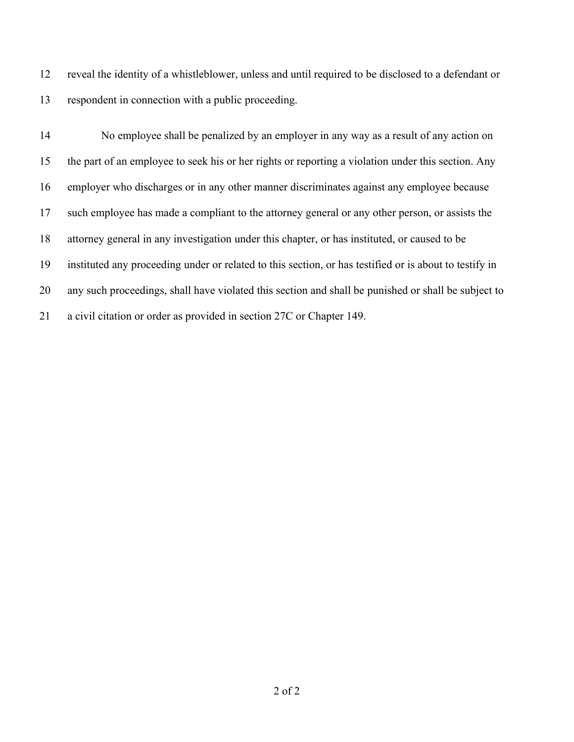reveal the identity of a whistleblower, unless and until required to be disclosed to a defendant or respondent in connection with a public proceeding.

No employee shall be penalized by an employer in any way as a result of any action on the part of an employee to seek his or her rights or reporting a violation under this section. Any employer who discharges or in any other manner discriminates against any employee because such employee has made a compliant to the attorney general or any other person, or assists the attorney general in any investigation under this chapter, or has instituted, or caused to be instituted any proceeding under or related to this section, or has testified or is about to testify in any such proceedings, shall have violated this section and shall be punished or shall be subject to a civil citation or order as provided in section 27C or Chapter 149.